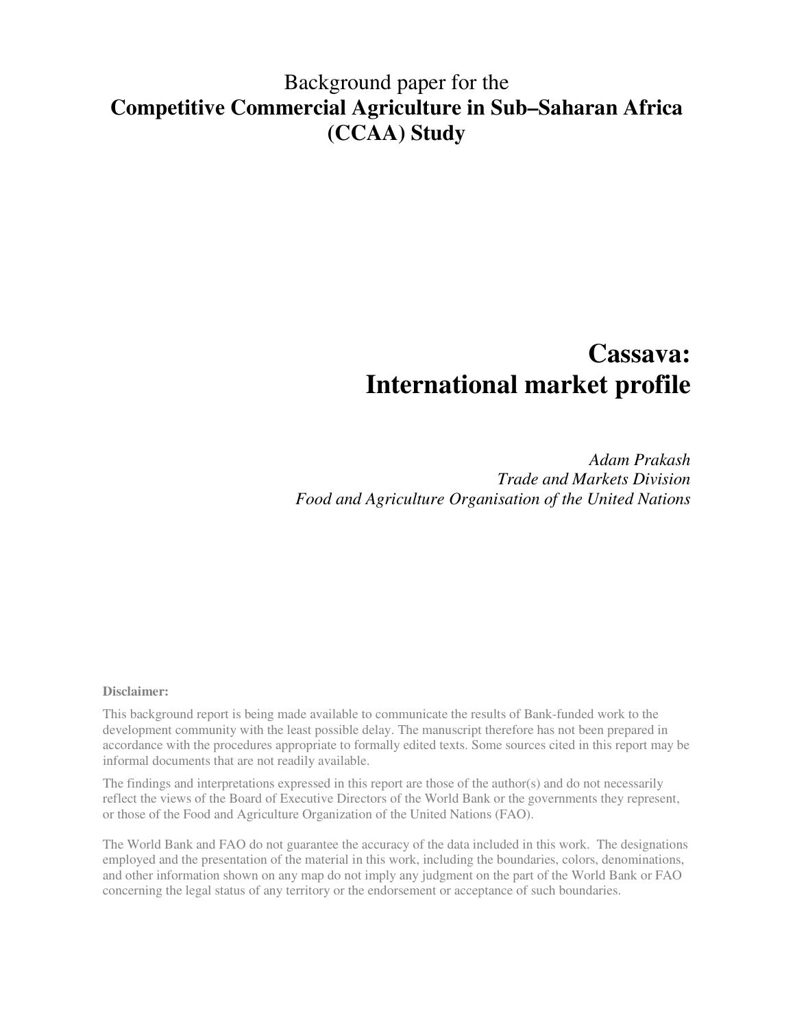Background paper for the

# Competitive Commercial Agriculture in Sub–Saharan Africa (CCAA) Study

# Cassava: International market profile

*Adam Prakash*
*Trade and Markets Division*
*Food and Agriculture Organisation of the United Nations*

**Disclaimer:**

This background report is being made available to communicate the results of Bank-funded work to the development community with the least possible delay. The manuscript therefore has not been prepared in accordance with the procedures appropriate to formally edited texts. Some sources cited in this report may be informal documents that are not readily available.

The findings and interpretations expressed in this report are those of the author(s) and do not necessarily reflect the views of the Board of Executive Directors of the World Bank or the governments they represent, or those of the Food and Agriculture Organization of the United Nations (FAO).

The World Bank and FAO do not guarantee the accuracy of the data included in this work. The designations employed and the presentation of the material in this work, including the boundaries, colors, denominations, and other information shown on any map do not imply any judgment on the part of the World Bank or FAO concerning the legal status of any territory or the endorsement or acceptance of such boundaries.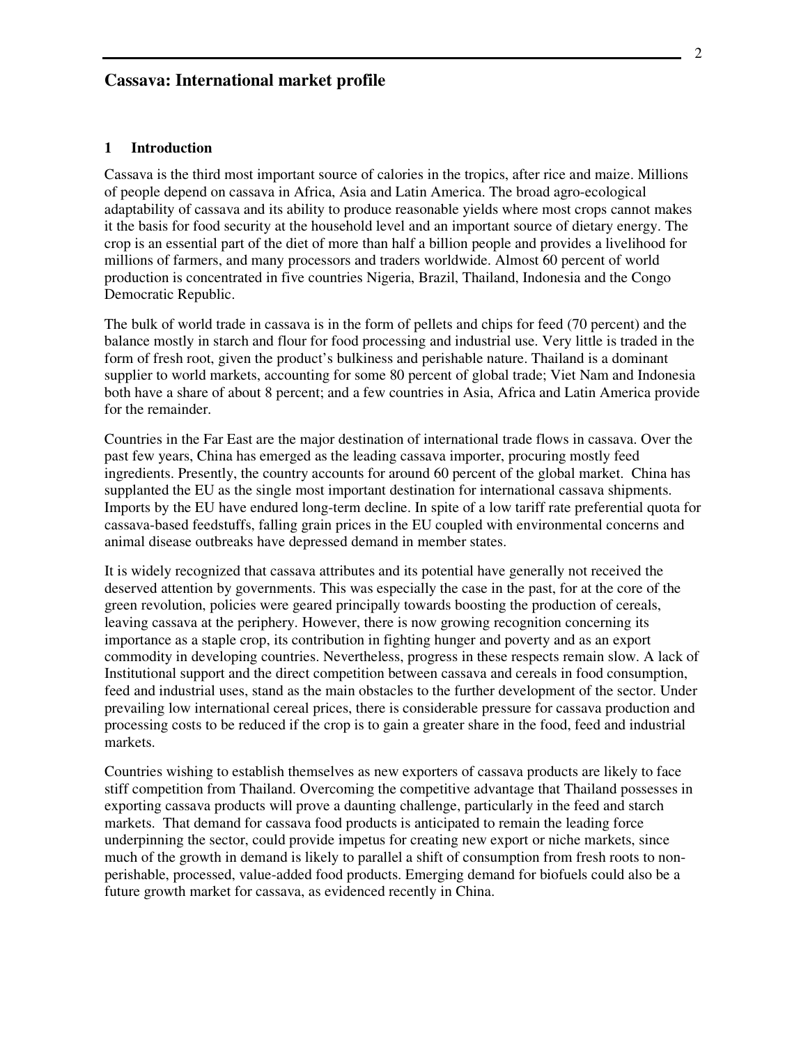# Cassava: International market profile

## 1 Introduction

Cassava is the third most important source of calories in the tropics, after rice and maize. Millions of people depend on cassava in Africa, Asia and Latin America. The broad agro-ecological adaptability of cassava and its ability to produce reasonable yields where most crops cannot makes it the basis for food security at the household level and an important source of dietary energy. The crop is an essential part of the diet of more than half a billion people and provides a livelihood for millions of farmers, and many processors and traders worldwide. Almost 60 percent of world production is concentrated in five countries Nigeria, Brazil, Thailand, Indonesia and the Congo Democratic Republic.

The bulk of world trade in cassava is in the form of pellets and chips for feed (70 percent) and the balance mostly in starch and flour for food processing and industrial use. Very little is traded in the form of fresh root, given the product's bulkiness and perishable nature. Thailand is a dominant supplier to world markets, accounting for some 80 percent of global trade; Viet Nam and Indonesia both have a share of about 8 percent; and a few countries in Asia, Africa and Latin America provide for the remainder.

Countries in the Far East are the major destination of international trade flows in cassava. Over the past few years, China has emerged as the leading cassava importer, procuring mostly feed ingredients. Presently, the country accounts for around 60 percent of the global market. China has supplanted the EU as the single most important destination for international cassava shipments. Imports by the EU have endured long-term decline. In spite of a low tariff rate preferential quota for cassava-based feedstuffs, falling grain prices in the EU coupled with environmental concerns and animal disease outbreaks have depressed demand in member states.

It is widely recognized that cassava attributes and its potential have generally not received the deserved attention by governments. This was especially the case in the past, for at the core of the green revolution, policies were geared principally towards boosting the production of cereals, leaving cassava at the periphery. However, there is now growing recognition concerning its importance as a staple crop, its contribution in fighting hunger and poverty and as an export commodity in developing countries. Nevertheless, progress in these respects remain slow. A lack of Institutional support and the direct competition between cassava and cereals in food consumption, feed and industrial uses, stand as the main obstacles to the further development of the sector. Under prevailing low international cereal prices, there is considerable pressure for cassava production and processing costs to be reduced if the crop is to gain a greater share in the food, feed and industrial markets.

Countries wishing to establish themselves as new exporters of cassava products are likely to face stiff competition from Thailand. Overcoming the competitive advantage that Thailand possesses in exporting cassava products will prove a daunting challenge, particularly in the feed and starch markets. That demand for cassava food products is anticipated to remain the leading force underpinning the sector, could provide impetus for creating new export or niche markets, since much of the growth in demand is likely to parallel a shift of consumption from fresh roots to non-perishable, processed, value-added food products. Emerging demand for biofuels could also be a future growth market for cassava, as evidenced recently in China.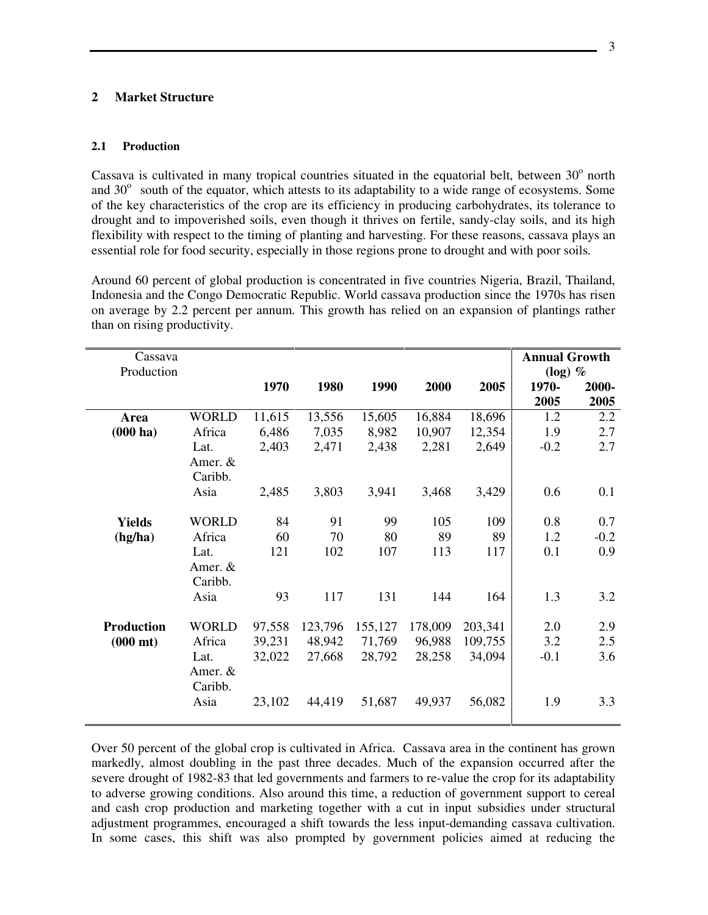## 2 Market Structure

### 2.1 Production

Cassava is cultivated in many tropical countries situated in the equatorial belt, between 30$^o$ north and 30$^o$ south of the equator, which attests to its adaptability to a wide range of ecosystems. Some of the key characteristics of the crop are its efficiency in producing carbohydrates, its tolerance to drought and to impoverished soils, even though it thrives on fertile, sandy-clay soils, and its high flexibility with respect to the timing of planting and harvesting. For these reasons, cassava plays an essential role for food security, especially in those regions prone to drought and with poor soils.

Around 60 percent of global production is concentrated in five countries Nigeria, Brazil, Thailand, Indonesia and the Congo Democratic Republic. World cassava production since the 1970s has risen on average by 2.2 percent per annum. This growth has relied on an expansion of plantings rather than on rising productivity.

| Cassava Production | | 1970 | 1980 | 1990 | 2000 | 2005 | **Annual Growth (log) %** 1970-2005 | 2000-2005 |
|---|---|---|---|---|---|---|---|---|
| **Area (000 ha)** | WORLD | 11,615 | 13,556 | 15,605 | 16,884 | 18,696 | 1.2 | 2.2 |
| | Africa | 6,486 | 7,035 | 8,982 | 10,907 | 12,354 | 1.9 | 2.7 |
| | Lat. Amer. & Caribb. | 2,403 | 2,471 | 2,438 | 2,281 | 2,649 | -0.2 | 2.7 |
| | Asia | 2,485 | 3,803 | 3,941 | 3,468 | 3,429 | 0.6 | 0.1 |
| **Yields (hg/ha)** | WORLD | 84 | 91 | 99 | 105 | 109 | 0.8 | 0.7 |
| | Africa | 60 | 70 | 80 | 89 | 89 | 1.2 | -0.2 |
| | Lat. Amer. & Caribb. | 121 | 102 | 107 | 113 | 117 | 0.1 | 0.9 |
| | Asia | 93 | 117 | 131 | 144 | 164 | 1.3 | 3.2 |
| **Production (000 mt)** | WORLD | 97,558 | 123,796 | 155,127 | 178,009 | 203,341 | 2.0 | 2.9 |
| | Africa | 39,231 | 48,942 | 71,769 | 96,988 | 109,755 | 3.2 | 2.5 |
| | Lat. Amer. & Caribb. | 32,022 | 27,668 | 28,792 | 28,258 | 34,094 | -0.1 | 3.6 |
| | Asia | 23,102 | 44,419 | 51,687 | 49,937 | 56,082 | 1.9 | 3.3 |

Over 50 percent of the global crop is cultivated in Africa. Cassava area in the continent has grown markedly, almost doubling in the past three decades. Much of the expansion occurred after the severe drought of 1982-83 that led governments and farmers to re-value the crop for its adaptability to adverse growing conditions. Also around this time, a reduction of government support to cereal and cash crop production and marketing together with a cut in input subsidies under structural adjustment programmes, encouraged a shift towards the less input-demanding cassava cultivation. In some cases, this shift was also prompted by government policies aimed at reducing the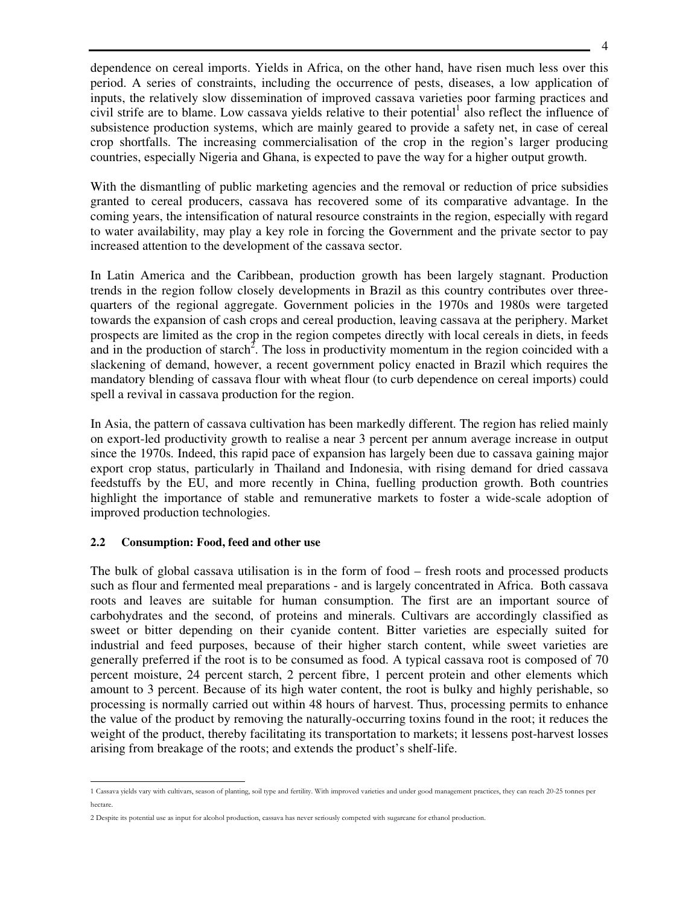dependence on cereal imports. Yields in Africa, on the other hand, have risen much less over this period. A series of constraints, including the occurrence of pests, diseases, a low application of inputs, the relatively slow dissemination of improved cassava varieties poor farming practices and civil strife are to blame. Low cassava yields relative to their potential[1] also reflect the influence of subsistence production systems, which are mainly geared to provide a safety net, in case of cereal crop shortfalls. The increasing commercialisation of the crop in the region's larger producing countries, especially Nigeria and Ghana, is expected to pave the way for a higher output growth.

With the dismantling of public marketing agencies and the removal or reduction of price subsidies granted to cereal producers, cassava has recovered some of its comparative advantage. In the coming years, the intensification of natural resource constraints in the region, especially with regard to water availability, may play a key role in forcing the Government and the private sector to pay increased attention to the development of the cassava sector.

In Latin America and the Caribbean, production growth has been largely stagnant. Production trends in the region follow closely developments in Brazil as this country contributes over three-quarters of the regional aggregate. Government policies in the 1970s and 1980s were targeted towards the expansion of cash crops and cereal production, leaving cassava at the periphery. Market prospects are limited as the crop in the region competes directly with local cereals in diets, in feeds and in the production of starch[2]. The loss in productivity momentum in the region coincided with a slackening of demand, however, a recent government policy enacted in Brazil which requires the mandatory blending of cassava flour with wheat flour (to curb dependence on cereal imports) could spell a revival in cassava production for the region.

In Asia, the pattern of cassava cultivation has been markedly different. The region has relied mainly on export-led productivity growth to realise a near 3 percent per annum average increase in output since the 1970s. Indeed, this rapid pace of expansion has largely been due to cassava gaining major export crop status, particularly in Thailand and Indonesia, with rising demand for dried cassava feedstuffs by the EU, and more recently in China, fuelling production growth. Both countries highlight the importance of stable and remunerative markets to foster a wide-scale adoption of improved production technologies.

### 2.2 Consumption: Food, feed and other use

The bulk of global cassava utilisation is in the form of food – fresh roots and processed products such as flour and fermented meal preparations - and is largely concentrated in Africa. Both cassava roots and leaves are suitable for human consumption. The first are an important source of carbohydrates and the second, of proteins and minerals. Cultivars are accordingly classified as sweet or bitter depending on their cyanide content. Bitter varieties are especially suited for industrial and feed purposes, because of their higher starch content, while sweet varieties are generally preferred if the root is to be consumed as food. A typical cassava root is composed of 70 percent moisture, 24 percent starch, 2 percent fibre, 1 percent protein and other elements which amount to 3 percent. Because of its high water content, the root is bulky and highly perishable, so processing is normally carried out within 48 hours of harvest. Thus, processing permits to enhance the value of the product by removing the naturally-occurring toxins found in the root; it reduces the weight of the product, thereby facilitating its transportation to markets; it lessens post-harvest losses arising from breakage of the roots; and extends the product's shelf-life.

---

1 Cassava yields vary with cultivars, season of planting, soil type and fertility. With improved varieties and under good management practices, they can reach 20-25 tonnes per hectare.

2 Despite its potential use as input for alcohol production, cassava has never seriously competed with sugarcane for ethanol production.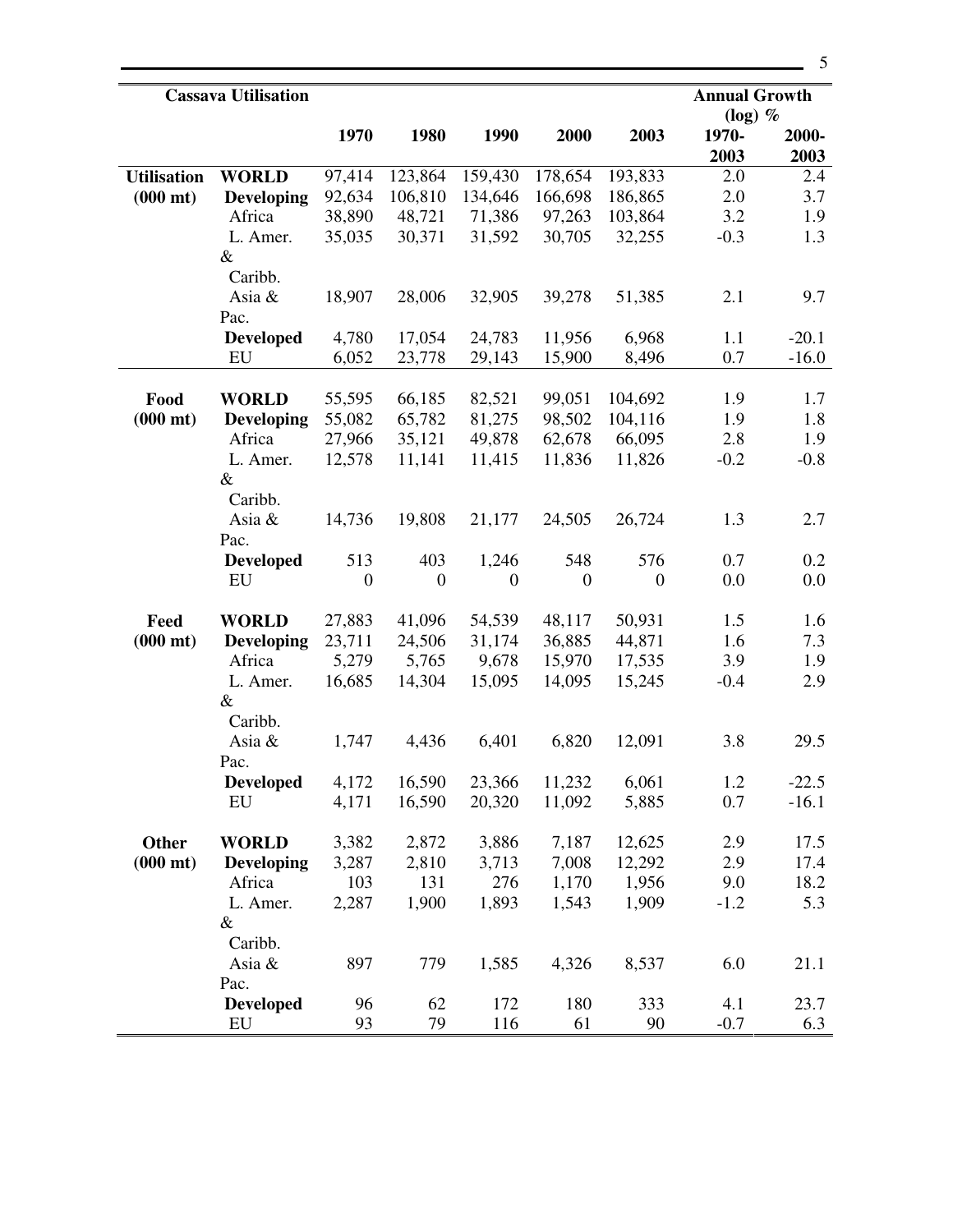| Cassava Utilisation | | | | | | | Annual Growth (log) % | |
|---|---|---|---|---|---|---|---|---|
| | | 1970 | 1980 | 1990 | 2000 | 2003 | 1970-2003 | 2000-2003 |
| **Utilisation (000 mt)** | **WORLD** | 97,414 | 123,864 | 159,430 | 178,654 | 193,833 | 2.0 | 2.4 |
| | **Developing** | 92,634 | 106,810 | 134,646 | 166,698 | 186,865 | 2.0 | 3.7 |
| | Africa | 38,890 | 48,721 | 71,386 | 97,263 | 103,864 | 3.2 | 1.9 |
| | L. Amer. & Caribb. | 35,035 | 30,371 | 31,592 | 30,705 | 32,255 | -0.3 | 1.3 |
| | Asia & Pac. | 18,907 | 28,006 | 32,905 | 39,278 | 51,385 | 2.1 | 9.7 |
| | **Developed** | 4,780 | 17,054 | 24,783 | 11,956 | 6,968 | 1.1 | -20.1 |
| | EU | 6,052 | 23,778 | 29,143 | 15,900 | 8,496 | 0.7 | -16.0 |
| **Food (000 mt)** | **WORLD** | 55,595 | 66,185 | 82,521 | 99,051 | 104,692 | 1.9 | 1.7 |
| | **Developing** | 55,082 | 65,782 | 81,275 | 98,502 | 104,116 | 1.9 | 1.8 |
| | Africa | 27,966 | 35,121 | 49,878 | 62,678 | 66,095 | 2.8 | 1.9 |
| | L. Amer. & Caribb. | 12,578 | 11,141 | 11,415 | 11,836 | 11,826 | -0.2 | -0.8 |
| | Asia & Pac. | 14,736 | 19,808 | 21,177 | 24,505 | 26,724 | 1.3 | 2.7 |
| | **Developed** | 513 | 403 | 1,246 | 548 | 576 | 0.7 | 0.2 |
| | EU | 0 | 0 | 0 | 0 | 0 | 0.0 | 0.0 |
| **Feed (000 mt)** | **WORLD** | 27,883 | 41,096 | 54,539 | 48,117 | 50,931 | 1.5 | 1.6 |
| | **Developing** | 23,711 | 24,506 | 31,174 | 36,885 | 44,871 | 1.6 | 7.3 |
| | Africa | 5,279 | 5,765 | 9,678 | 15,970 | 17,535 | 3.9 | 1.9 |
| | L. Amer. & Caribb. | 16,685 | 14,304 | 15,095 | 14,095 | 15,245 | -0.4 | 2.9 |
| | Asia & Pac. | 1,747 | 4,436 | 6,401 | 6,820 | 12,091 | 3.8 | 29.5 |
| | **Developed** | 4,172 | 16,590 | 23,366 | 11,232 | 6,061 | 1.2 | -22.5 |
| | EU | 4,171 | 16,590 | 20,320 | 11,092 | 5,885 | 0.7 | -16.1 |
| **Other (000 mt)** | **WORLD** | 3,382 | 2,872 | 3,886 | 7,187 | 12,625 | 2.9 | 17.5 |
| | **Developing** | 3,287 | 2,810 | 3,713 | 7,008 | 12,292 | 2.9 | 17.4 |
| | Africa | 103 | 131 | 276 | 1,170 | 1,956 | 9.0 | 18.2 |
| | L. Amer. & Caribb. | 2,287 | 1,900 | 1,893 | 1,543 | 1,909 | -1.2 | 5.3 |
| | Asia & Pac. | 897 | 779 | 1,585 | 4,326 | 8,537 | 6.0 | 21.1 |
| | **Developed** | 96 | 62 | 172 | 180 | 333 | 4.1 | 23.7 |
| | EU | 93 | 79 | 116 | 61 | 90 | -0.7 | 6.3 |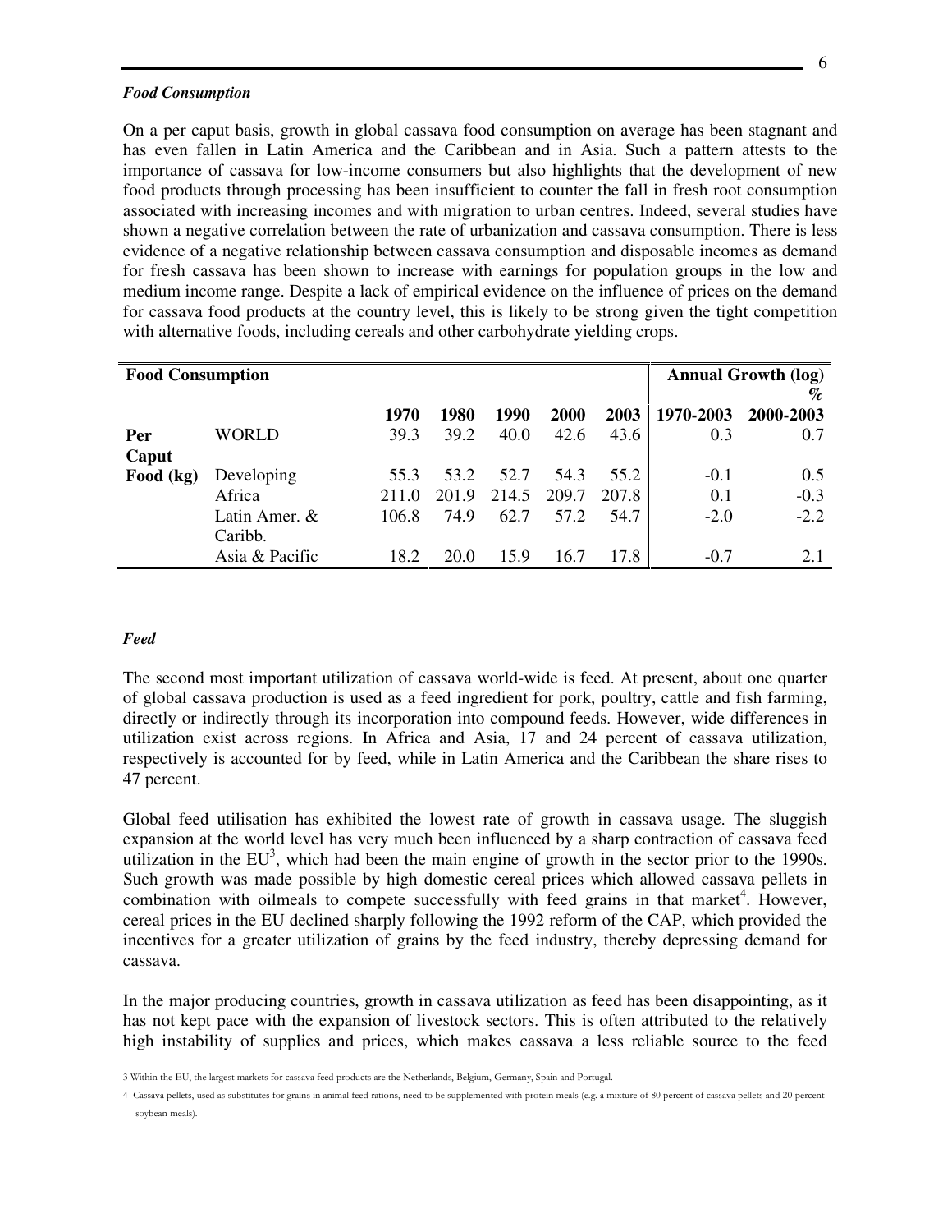### *Food Consumption*

On a per caput basis, growth in global cassava food consumption on average has been stagnant and has even fallen in Latin America and the Caribbean and in Asia. Such a pattern attests to the importance of cassava for low-income consumers but also highlights that the development of new food products through processing has been insufficient to counter the fall in fresh root consumption associated with increasing incomes and with migration to urban centres. Indeed, several studies have shown a negative correlation between the rate of urbanization and cassava consumption. There is less evidence of a negative relationship between cassava consumption and disposable incomes as demand for fresh cassava has been shown to increase with earnings for population groups in the low and medium income range. Despite a lack of empirical evidence on the influence of prices on the demand for cassava food products at the country level, this is likely to be strong given the tight competition with alternative foods, including cereals and other carbohydrate yielding crops.

| **Food Consumption** | | | | | | | **Annual Growth (log) %** | |
|---|---|---|---|---|---|---|---|---|
| | | **1970** | **1980** | **1990** | **2000** | **2003** | **1970-2003** | **2000-2003** |
| **Per Caput Food (kg)** | WORLD | 39.3 | 39.2 | 40.0 | 42.6 | 43.6 | 0.3 | 0.7 |
| | Developing | 55.3 | 53.2 | 52.7 | 54.3 | 55.2 | -0.1 | 0.5 |
| | Africa | 211.0 | 201.9 | 214.5 | 209.7 | 207.8 | 0.1 | -0.3 |
| | Latin Amer. & Caribb. | 106.8 | 74.9 | 62.7 | 57.2 | 54.7 | -2.0 | -2.2 |
| | Asia & Pacific | 18.2 | 20.0 | 15.9 | 16.7 | 17.8 | -0.7 | 2.1 |

### *Feed*

The second most important utilization of cassava world-wide is feed. At present, about one quarter of global cassava production is used as a feed ingredient for pork, poultry, cattle and fish farming, directly or indirectly through its incorporation into compound feeds. However, wide differences in utilization exist across regions. In Africa and Asia, 17 and 24 percent of cassava utilization, respectively is accounted for by feed, while in Latin America and the Caribbean the share rises to 47 percent.

Global feed utilisation has exhibited the lowest rate of growth in cassava usage. The sluggish expansion at the world level has very much been influenced by a sharp contraction of cassava feed utilization in the EU[3], which had been the main engine of growth in the sector prior to the 1990s. Such growth was made possible by high domestic cereal prices which allowed cassava pellets in combination with oilmeals to compete successfully with feed grains in that market[4]. However, cereal prices in the EU declined sharply following the 1992 reform of the CAP, which provided the incentives for a greater utilization of grains by the feed industry, thereby depressing demand for cassava.

In the major producing countries, growth in cassava utilization as feed has been disappointing, as it has not kept pace with the expansion of livestock sectors. This is often attributed to the relatively high instability of supplies and prices, which makes cassava a less reliable source to the feed

---

3 Within the EU, the largest markets for cassava feed products are the Netherlands, Belgium, Germany, Spain and Portugal.

4 Cassava pellets, used as substitutes for grains in animal feed rations, need to be supplemented with protein meals (e.g. a mixture of 80 percent of cassava pellets and 20 percent soybean meals).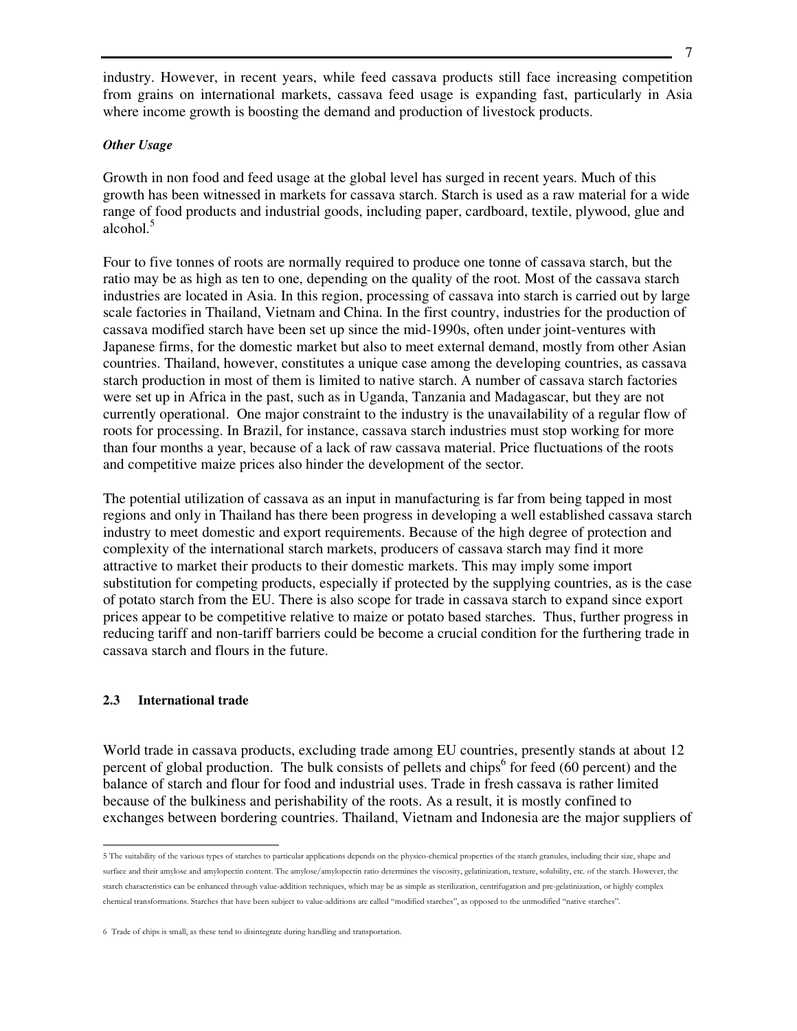industry. However, in recent years, while feed cassava products still face increasing competition from grains on international markets, cassava feed usage is expanding fast, particularly in Asia where income growth is boosting the demand and production of livestock products.

***Other Usage***

Growth in non food and feed usage at the global level has surged in recent years. Much of this growth has been witnessed in markets for cassava starch. Starch is used as a raw material for a wide range of food products and industrial goods, including paper, cardboard, textile, plywood, glue and alcohol.[5]

Four to five tonnes of roots are normally required to produce one tonne of cassava starch, but the ratio may be as high as ten to one, depending on the quality of the root. Most of the cassava starch industries are located in Asia. In this region, processing of cassava into starch is carried out by large scale factories in Thailand, Vietnam and China. In the first country, industries for the production of cassava modified starch have been set up since the mid-1990s, often under joint-ventures with Japanese firms, for the domestic market but also to meet external demand, mostly from other Asian countries. Thailand, however, constitutes a unique case among the developing countries, as cassava starch production in most of them is limited to native starch. A number of cassava starch factories were set up in Africa in the past, such as in Uganda, Tanzania and Madagascar, but they are not currently operational. One major constraint to the industry is the unavailability of a regular flow of roots for processing. In Brazil, for instance, cassava starch industries must stop working for more than four months a year, because of a lack of raw cassava material. Price fluctuations of the roots and competitive maize prices also hinder the development of the sector.

The potential utilization of cassava as an input in manufacturing is far from being tapped in most regions and only in Thailand has there been progress in developing a well established cassava starch industry to meet domestic and export requirements. Because of the high degree of protection and complexity of the international starch markets, producers of cassava starch may find it more attractive to market their products to their domestic markets. This may imply some import substitution for competing products, especially if protected by the supplying countries, as is the case of potato starch from the EU. There is also scope for trade in cassava starch to expand since export prices appear to be competitive relative to maize or potato based starches. Thus, further progress in reducing tariff and non-tariff barriers could be become a crucial condition for the furthering trade in cassava starch and flours in the future.

### 2.3 International trade

World trade in cassava products, excluding trade among EU countries, presently stands at about 12 percent of global production. The bulk consists of pellets and chips[6] for feed (60 percent) and the balance of starch and flour for food and industrial uses. Trade in fresh cassava is rather limited because of the bulkiness and perishability of the roots. As a result, it is mostly confined to exchanges between bordering countries. Thailand, Vietnam and Indonesia are the major suppliers of

---

5 The suitability of the various types of starches to particular applications depends on the physico-chemical properties of the starch granules, including their size, shape and surface and their amylose and amylopectin content. The amylose/amylopectin ratio determines the viscosity, gelatinization, texture, solubility, etc. of the starch. However, the starch characteristics can be enhanced through value-addition techniques, which may be as simple as sterilization, centrifugation and pre-gelatinization, or highly complex chemical transformations. Starches that have been subject to value-additions are called "modified starches", as opposed to the unmodified "native starches".

6 Trade of chips is small, as these tend to disintegrate during handling and transportation.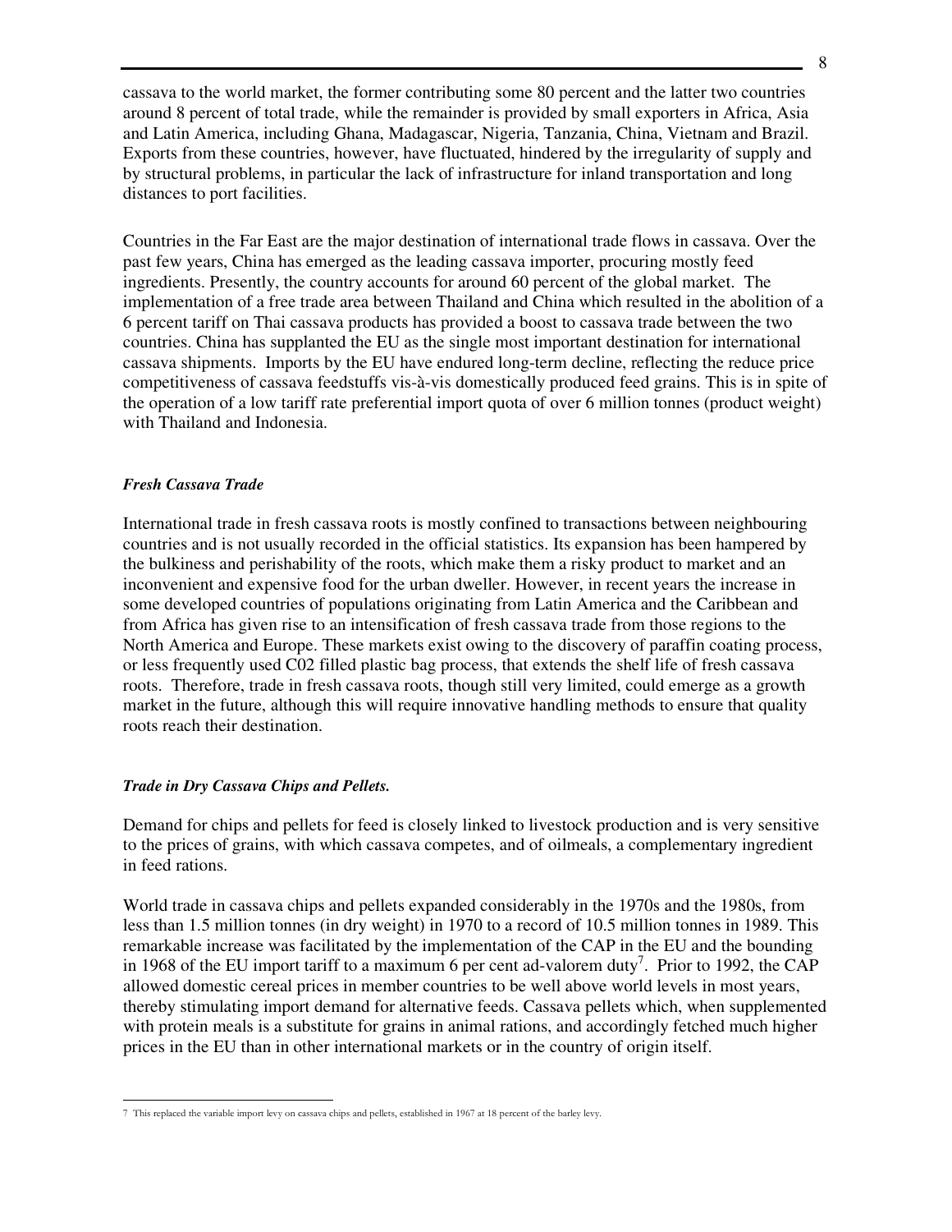cassava to the world market, the former contributing some 80 percent and the latter two countries around 8 percent of total trade, while the remainder is provided by small exporters in Africa, Asia and Latin America, including Ghana, Madagascar, Nigeria, Tanzania, China, Vietnam and Brazil. Exports from these countries, however, have fluctuated, hindered by the irregularity of supply and by structural problems, in particular the lack of infrastructure for inland transportation and long distances to port facilities.

Countries in the Far East are the major destination of international trade flows in cassava. Over the past few years, China has emerged as the leading cassava importer, procuring mostly feed ingredients. Presently, the country accounts for around 60 percent of the global market. The implementation of a free trade area between Thailand and China which resulted in the abolition of a 6 percent tariff on Thai cassava products has provided a boost to cassava trade between the two countries. China has supplanted the EU as the single most important destination for international cassava shipments. Imports by the EU have endured long-term decline, reflecting the reduce price competitiveness of cassava feedstuffs vis-à-vis domestically produced feed grains. This is in spite of the operation of a low tariff rate preferential import quota of over 6 million tonnes (product weight) with Thailand and Indonesia.

#### *Fresh Cassava Trade*

International trade in fresh cassava roots is mostly confined to transactions between neighbouring countries and is not usually recorded in the official statistics. Its expansion has been hampered by the bulkiness and perishability of the roots, which make them a risky product to market and an inconvenient and expensive food for the urban dweller. However, in recent years the increase in some developed countries of populations originating from Latin America and the Caribbean and from Africa has given rise to an intensification of fresh cassava trade from those regions to the North America and Europe. These markets exist owing to the discovery of paraffin coating process, or less frequently used C02 filled plastic bag process, that extends the shelf life of fresh cassava roots. Therefore, trade in fresh cassava roots, though still very limited, could emerge as a growth market in the future, although this will require innovative handling methods to ensure that quality roots reach their destination.

#### *Trade in Dry Cassava Chips and Pellets.*

Demand for chips and pellets for feed is closely linked to livestock production and is very sensitive to the prices of grains, with which cassava competes, and of oilmeals, a complementary ingredient in feed rations.

World trade in cassava chips and pellets expanded considerably in the 1970s and the 1980s, from less than 1.5 million tonnes (in dry weight) in 1970 to a record of 10.5 million tonnes in 1989. This remarkable increase was facilitated by the implementation of the CAP in the EU and the bounding in 1968 of the EU import tariff to a maximum 6 per cent ad-valorem duty[7]. Prior to 1992, the CAP allowed domestic cereal prices in member countries to be well above world levels in most years, thereby stimulating import demand for alternative feeds. Cassava pellets which, when supplemented with protein meals is a substitute for grains in animal rations, and accordingly fetched much higher prices in the EU than in other international markets or in the country of origin itself.

---

7 This replaced the variable import levy on cassava chips and pellets, established in 1967 at 18 percent of the barley levy.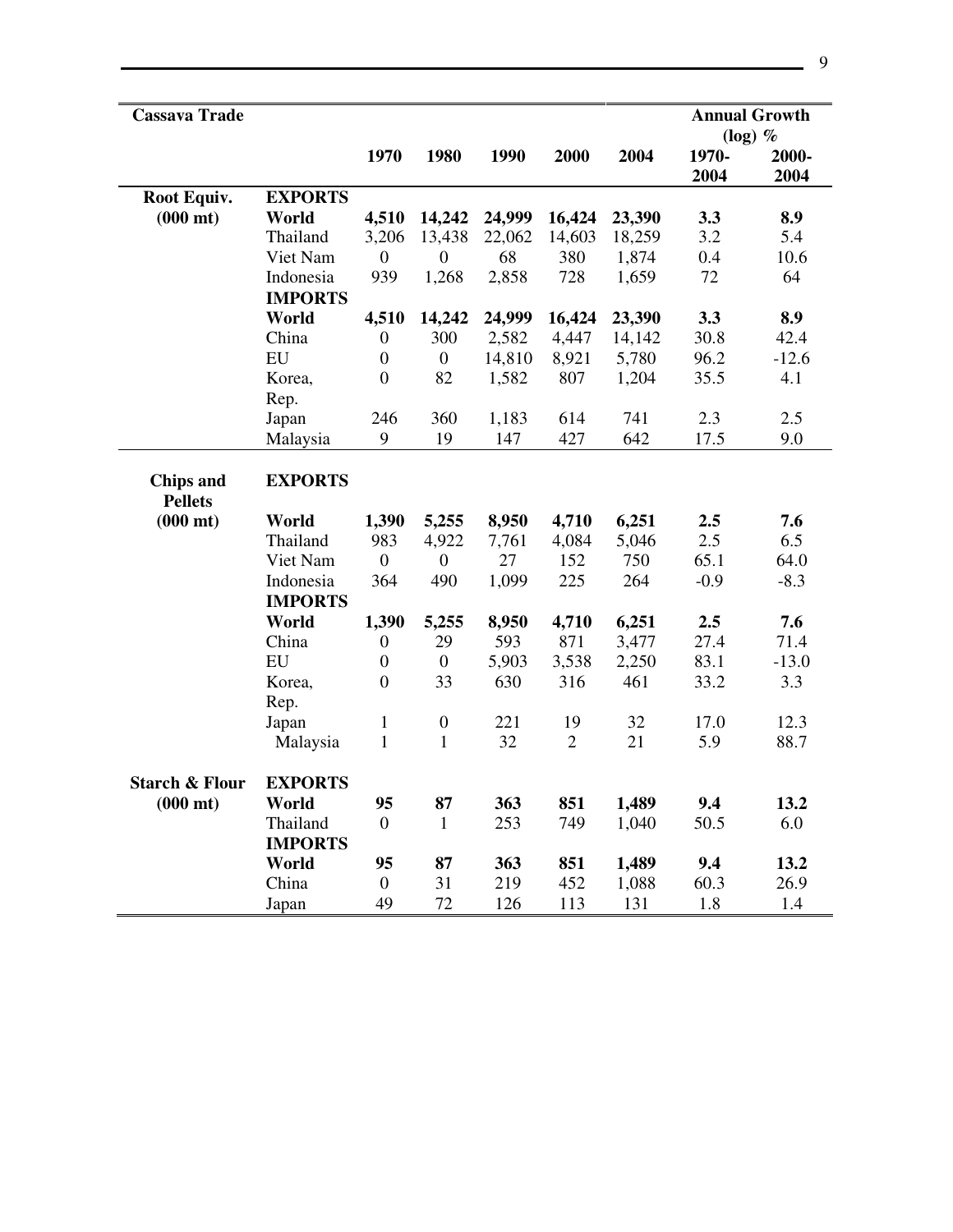| Cassava Trade | | | | | | | Annual Growth (log) % | |
|---|---|---|---|---|---|---|---|---|
| | | **1970** | **1980** | **1990** | **2000** | **2004** | **1970-2004** | **2000-2004** |
| **Root Equiv.** | **EXPORTS** | | | | | | | |
| **(000 mt)** | **World** | **4,510** | **14,242** | **24,999** | **16,424** | **23,390** | **3.3** | **8.9** |
| | Thailand | 3,206 | 13,438 | 22,062 | 14,603 | 18,259 | 3.2 | 5.4 |
| | Viet Nam | 0 | 0 | 68 | 380 | 1,874 | 0.4 | 10.6 |
| | Indonesia | 939 | 1,268 | 2,858 | 728 | 1,659 | 72 | 64 |
| | **IMPORTS** | | | | | | | |
| | **World** | **4,510** | **14,242** | **24,999** | **16,424** | **23,390** | **3.3** | **8.9** |
| | China | 0 | 300 | 2,582 | 4,447 | 14,142 | 30.8 | 42.4 |
| | EU | 0 | 0 | 14,810 | 8,921 | 5,780 | 96.2 | -12.6 |
| | Korea, Rep. | 0 | 82 | 1,582 | 807 | 1,204 | 35.5 | 4.1 |
| | Japan | 246 | 360 | 1,183 | 614 | 741 | 2.3 | 2.5 |
| | Malaysia | 9 | 19 | 147 | 427 | 642 | 17.5 | 9.0 |
| **Chips and Pellets** | **EXPORTS** | | | | | | | |
| **(000 mt)** | **World** | **1,390** | **5,255** | **8,950** | **4,710** | **6,251** | **2.5** | **7.6** |
| | Thailand | 983 | 4,922 | 7,761 | 4,084 | 5,046 | 2.5 | 6.5 |
| | Viet Nam | 0 | 0 | 27 | 152 | 750 | 65.1 | 64.0 |
| | Indonesia | 364 | 490 | 1,099 | 225 | 264 | -0.9 | -8.3 |
| | **IMPORTS** | | | | | | | |
| | **World** | **1,390** | **5,255** | **8,950** | **4,710** | **6,251** | **2.5** | **7.6** |
| | China | 0 | 29 | 593 | 871 | 3,477 | 27.4 | 71.4 |
| | EU | 0 | 0 | 5,903 | 3,538 | 2,250 | 83.1 | -13.0 |
| | Korea, Rep. | 0 | 33 | 630 | 316 | 461 | 33.2 | 3.3 |
| | Japan | 1 | 0 | 221 | 19 | 32 | 17.0 | 12.3 |
| | Malaysia | 1 | 1 | 32 | 2 | 21 | 5.9 | 88.7 |
| **Starch & Flour** | **EXPORTS** | | | | | | | |
| **(000 mt)** | **World** | **95** | **87** | **363** | **851** | **1,489** | **9.4** | **13.2** |
| | Thailand | 0 | 1 | 253 | 749 | 1,040 | 50.5 | 6.0 |
| | **IMPORTS** | | | | | | | |
| | **World** | **95** | **87** | **363** | **851** | **1,489** | **9.4** | **13.2** |
| | China | 0 | 31 | 219 | 452 | 1,088 | 60.3 | 26.9 |
| | Japan | 49 | 72 | 126 | 113 | 131 | 1.8 | 1.4 |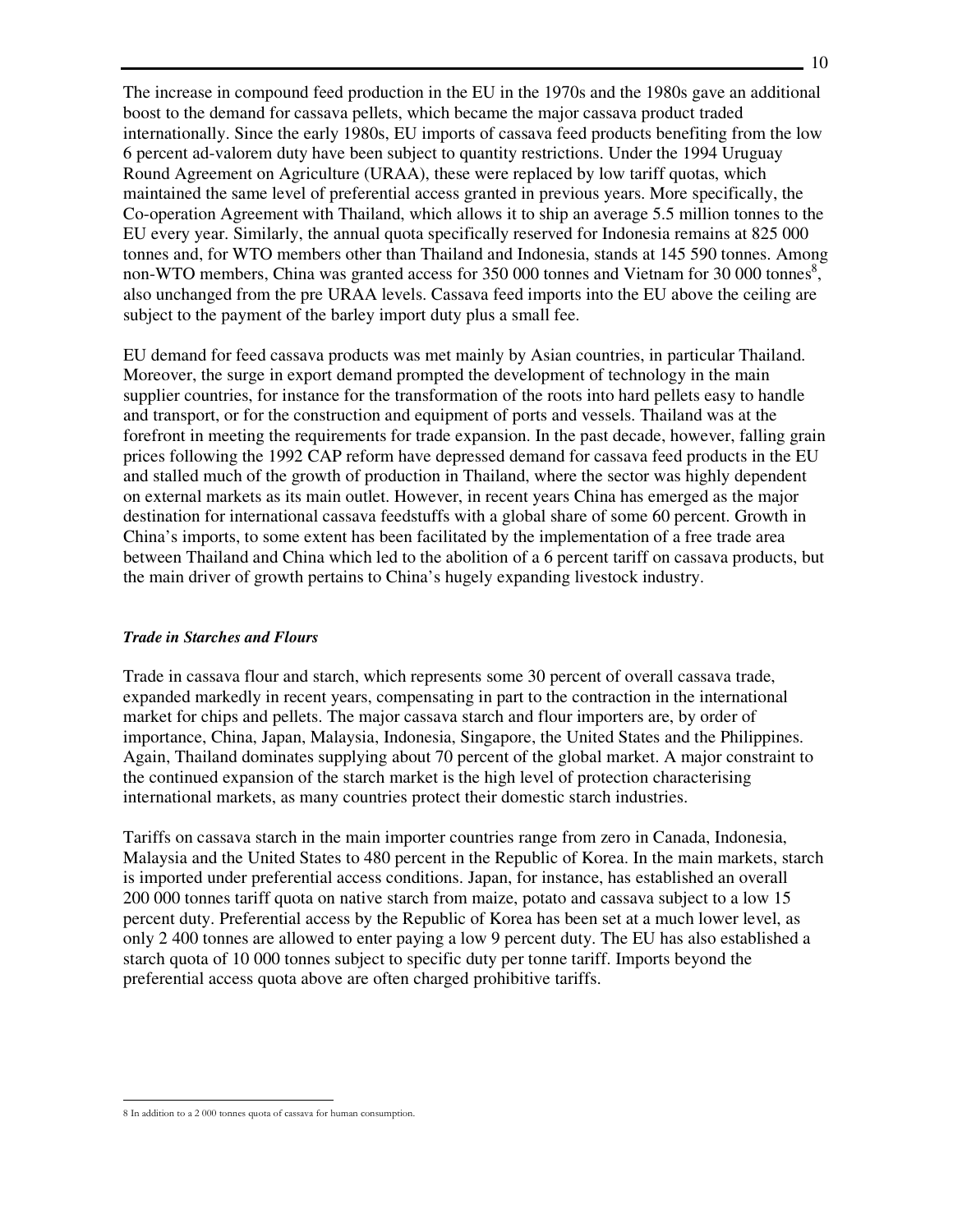The increase in compound feed production in the EU in the 1970s and the 1980s gave an additional boost to the demand for cassava pellets, which became the major cassava product traded internationally. Since the early 1980s, EU imports of cassava feed products benefiting from the low 6 percent ad-valorem duty have been subject to quantity restrictions. Under the 1994 Uruguay Round Agreement on Agriculture (URAA), these were replaced by low tariff quotas, which maintained the same level of preferential access granted in previous years. More specifically, the Co-operation Agreement with Thailand, which allows it to ship an average 5.5 million tonnes to the EU every year. Similarly, the annual quota specifically reserved for Indonesia remains at 825 000 tonnes and, for WTO members other than Thailand and Indonesia, stands at 145 590 tonnes. Among non-WTO members, China was granted access for 350 000 tonnes and Vietnam for 30 000 tonnes[8], also unchanged from the pre URAA levels. Cassava feed imports into the EU above the ceiling are subject to the payment of the barley import duty plus a small fee.

EU demand for feed cassava products was met mainly by Asian countries, in particular Thailand. Moreover, the surge in export demand prompted the development of technology in the main supplier countries, for instance for the transformation of the roots into hard pellets easy to handle and transport, or for the construction and equipment of ports and vessels. Thailand was at the forefront in meeting the requirements for trade expansion. In the past decade, however, falling grain prices following the 1992 CAP reform have depressed demand for cassava feed products in the EU and stalled much of the growth of production in Thailand, where the sector was highly dependent on external markets as its main outlet. However, in recent years China has emerged as the major destination for international cassava feedstuffs with a global share of some 60 percent. Growth in China's imports, to some extent has been facilitated by the implementation of a free trade area between Thailand and China which led to the abolition of a 6 percent tariff on cassava products, but the main driver of growth pertains to China's hugely expanding livestock industry.

***Trade in Starches and Flours***

Trade in cassava flour and starch, which represents some 30 percent of overall cassava trade, expanded markedly in recent years, compensating in part to the contraction in the international market for chips and pellets. The major cassava starch and flour importers are, by order of importance, China, Japan, Malaysia, Indonesia, Singapore, the United States and the Philippines. Again, Thailand dominates supplying about 70 percent of the global market. A major constraint to the continued expansion of the starch market is the high level of protection characterising international markets, as many countries protect their domestic starch industries.

Tariffs on cassava starch in the main importer countries range from zero in Canada, Indonesia, Malaysia and the United States to 480 percent in the Republic of Korea. In the main markets, starch is imported under preferential access conditions. Japan, for instance, has established an overall 200 000 tonnes tariff quota on native starch from maize, potato and cassava subject to a low 15 percent duty. Preferential access by the Republic of Korea has been set at a much lower level, as only 2 400 tonnes are allowed to enter paying a low 9 percent duty. The EU has also established a starch quota of 10 000 tonnes subject to specific duty per tonne tariff. Imports beyond the preferential access quota above are often charged prohibitive tariffs.

---

8 In addition to a 2 000 tonnes quota of cassava for human consumption.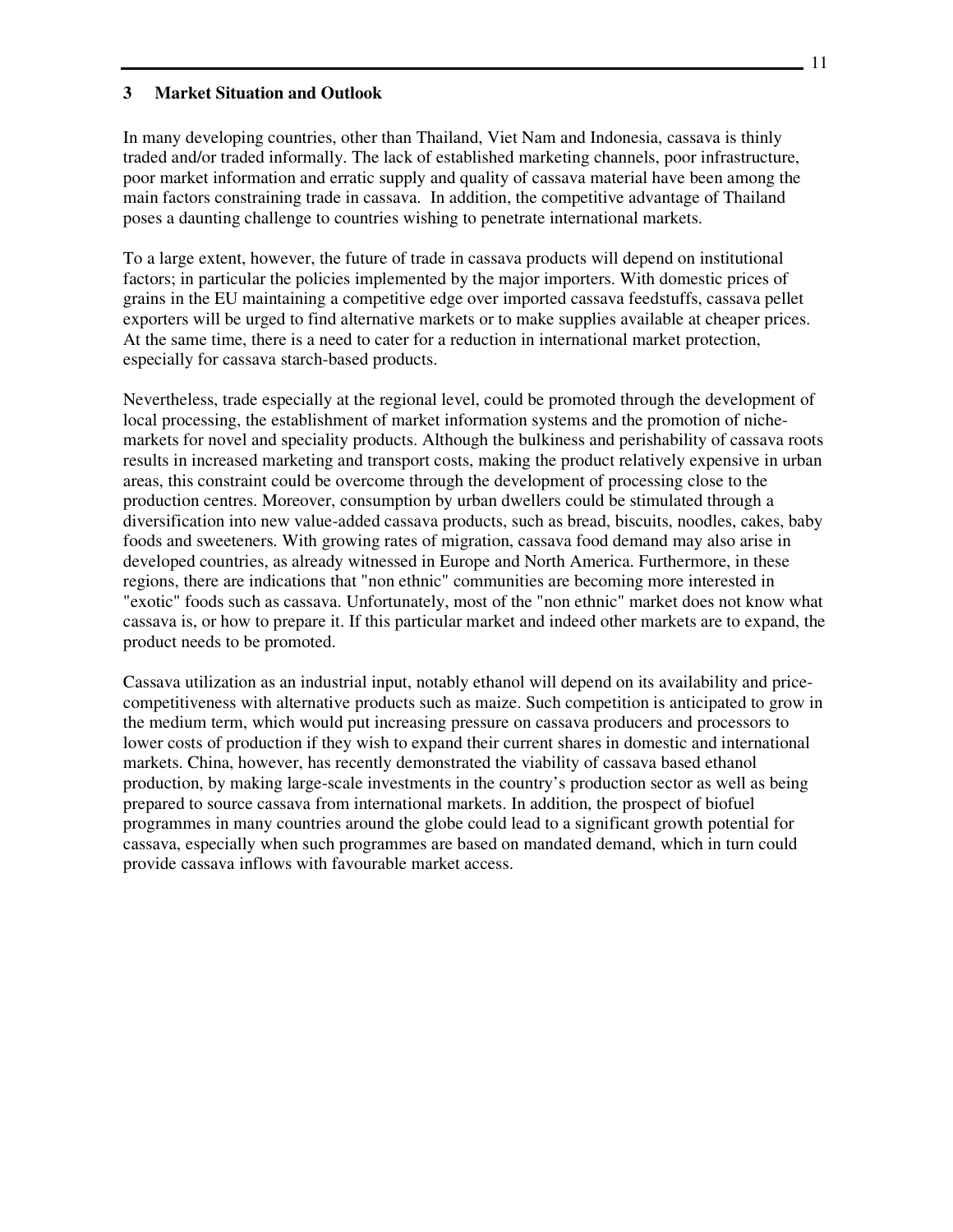## 3 Market Situation and Outlook

In many developing countries, other than Thailand, Viet Nam and Indonesia, cassava is thinly traded and/or traded informally. The lack of established marketing channels, poor infrastructure, poor market information and erratic supply and quality of cassava material have been among the main factors constraining trade in cassava. In addition, the competitive advantage of Thailand poses a daunting challenge to countries wishing to penetrate international markets.

To a large extent, however, the future of trade in cassava products will depend on institutional factors; in particular the policies implemented by the major importers. With domestic prices of grains in the EU maintaining a competitive edge over imported cassava feedstuffs, cassava pellet exporters will be urged to find alternative markets or to make supplies available at cheaper prices. At the same time, there is a need to cater for a reduction in international market protection, especially for cassava starch-based products.

Nevertheless, trade especially at the regional level, could be promoted through the development of local processing, the establishment of market information systems and the promotion of niche-markets for novel and speciality products. Although the bulkiness and perishability of cassava roots results in increased marketing and transport costs, making the product relatively expensive in urban areas, this constraint could be overcome through the development of processing close to the production centres. Moreover, consumption by urban dwellers could be stimulated through a diversification into new value-added cassava products, such as bread, biscuits, noodles, cakes, baby foods and sweeteners. With growing rates of migration, cassava food demand may also arise in developed countries, as already witnessed in Europe and North America. Furthermore, in these regions, there are indications that "non ethnic" communities are becoming more interested in "exotic" foods such as cassava. Unfortunately, most of the "non ethnic" market does not know what cassava is, or how to prepare it. If this particular market and indeed other markets are to expand, the product needs to be promoted.

Cassava utilization as an industrial input, notably ethanol will depend on its availability and price-competitiveness with alternative products such as maize. Such competition is anticipated to grow in the medium term, which would put increasing pressure on cassava producers and processors to lower costs of production if they wish to expand their current shares in domestic and international markets. China, however, has recently demonstrated the viability of cassava based ethanol production, by making large-scale investments in the country's production sector as well as being prepared to source cassava from international markets. In addition, the prospect of biofuel programmes in many countries around the globe could lead to a significant growth potential for cassava, especially when such programmes are based on mandated demand, which in turn could provide cassava inflows with favourable market access.